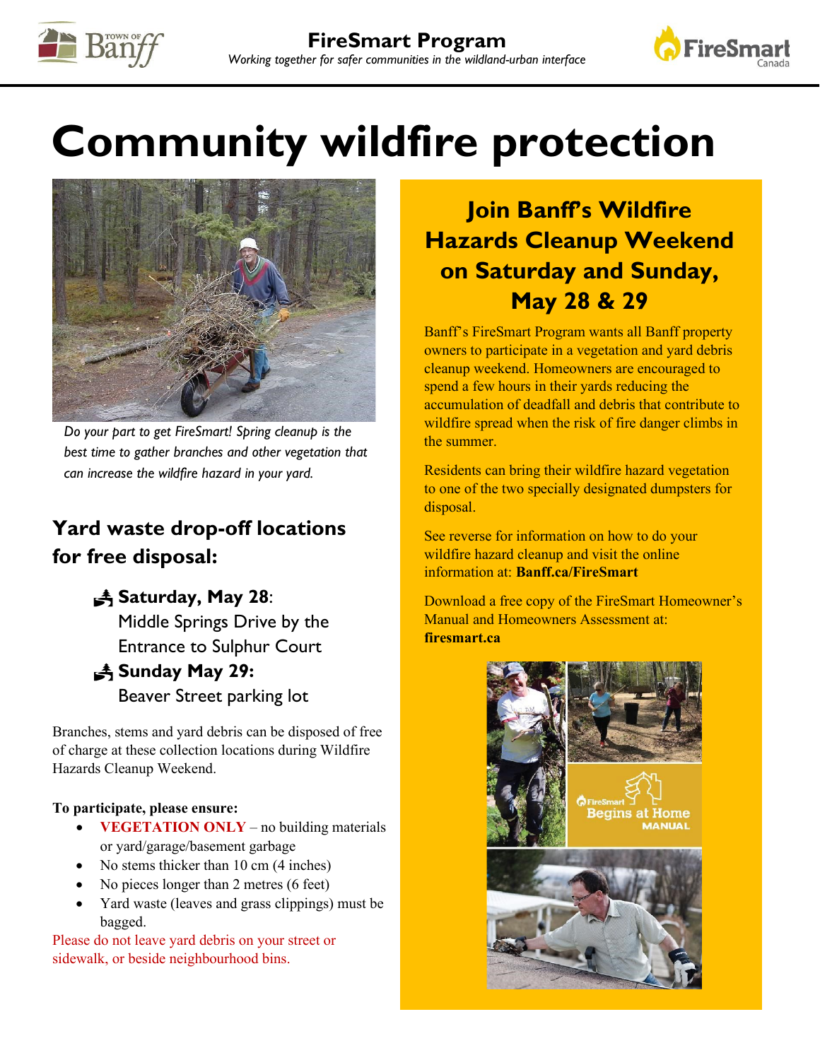**FireSmart Program**

*Working together for safer communities in the wildland-urban interface*

# Community wildfire protection

*Do your part to get FireSmart! Spring cleanup is the best time to gather branches and other vegetation that can increase the wildfire hazard in your yard.*

## Yard waste drop-off locations for free disposal:

- **Saturday, May 28**: Middle Springs Drive by the Entrance to Sulphur Court
- **Sunday May 29:** Beaver Street parking lot

Branches, stems and yard debris can be disposed of free of charge at these collection locations during Wildfire Hazards Cleanup Weekend.

**To participate, please ensure:**

- **VEGETATION ONLY** – no building materials or yard/garage/basement garbage
- No stems thicker than 10 cm (4 inches)
- No pieces longer than 2 metres (6 feet)
- Yard waste (leaves and grass clippings) must be bagged.

Please do not leave yard debris on your street or sidewalk, or beside neighbourhood bins.

## Join Banff's Wildfire Hazards Cleanup Weekend on Saturday and Sunday, May 28 & 29

Banff's FireSmart Program wants all Banff property owners to participate in a vegetation and yard debris cleanup weekend. Homeowners are encouraged to spend a few hours in their yards reducing the accumulation of deadfall and debris that contribute to wildfire spread when the risk of fire danger climbs in the summer.

Residents can bring their wildfire hazard vegetation to one of the two specially designated dumpsters for disposal.

See reverse for information on how to do your wildfire hazard cleanup and visit the online information at: **Banff.ca/FireSmart**

Download a free copy of the FireSmart Homeowner's Manual and Homeowners Assessment at: **firesmart.ca**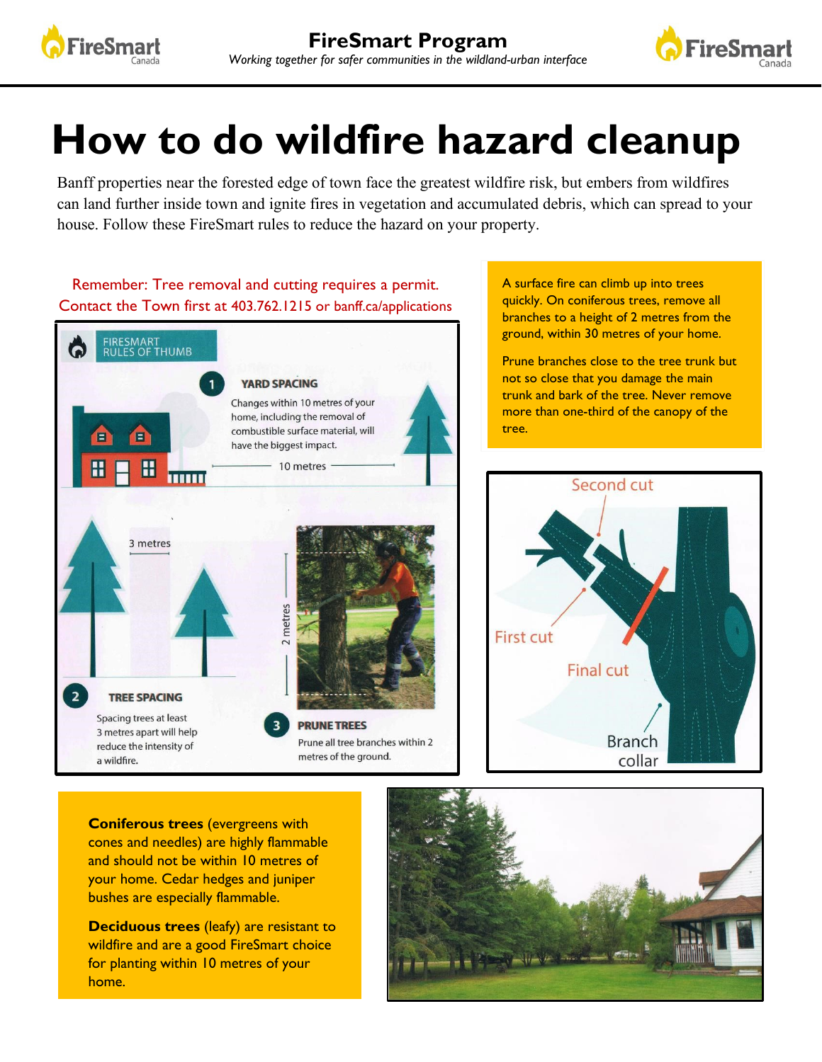# How to do wildfire hazard cleanup

Banff properties near the forested edge of town face the greatest wildfire risk, but embers from wildfires can land further inside town and ignite fires in vegetation and accumulated debris, which can spread to your house. Follow these FireSmart rules to reduce the hazard on your property.

Remember: Tree removal and cutting requires a permit. Contact the Town first at 403.762.1215 or banff.ca/applications

FIRESMART RULES OF THUMB

**1 YARD SPACING**

Changes within 10 metres of your home, including the removal of combustible surface material, will have the biggest impact.

10 metres

3 metres

2 metres

**2 TREE SPACING**

Spacing trees at least 3 metres apart will help reduce the intensity of a wildfire.

**3 PRUNE TREES**

Prune all tree branches within 2 metres of the ground.

A surface fire can climb up into trees quickly. On coniferous trees, remove all branches to a height of 2 metres from the ground, within 30 metres of your home.

Prune branches close to the tree trunk but not so close that you damage the main trunk and bark of the tree. Never remove more than one-third of the canopy of the tree.

Second cut

First cut

Final cut

Branch collar

**Coniferous trees** (evergreens with cones and needles) are highly flammable and should not be within 10 metres of your home. Cedar hedges and juniper bushes are especially flammable.

**Deciduous trees** (leafy) are resistant to wildfire and are a good FireSmart choice for planting within 10 metres of your home.